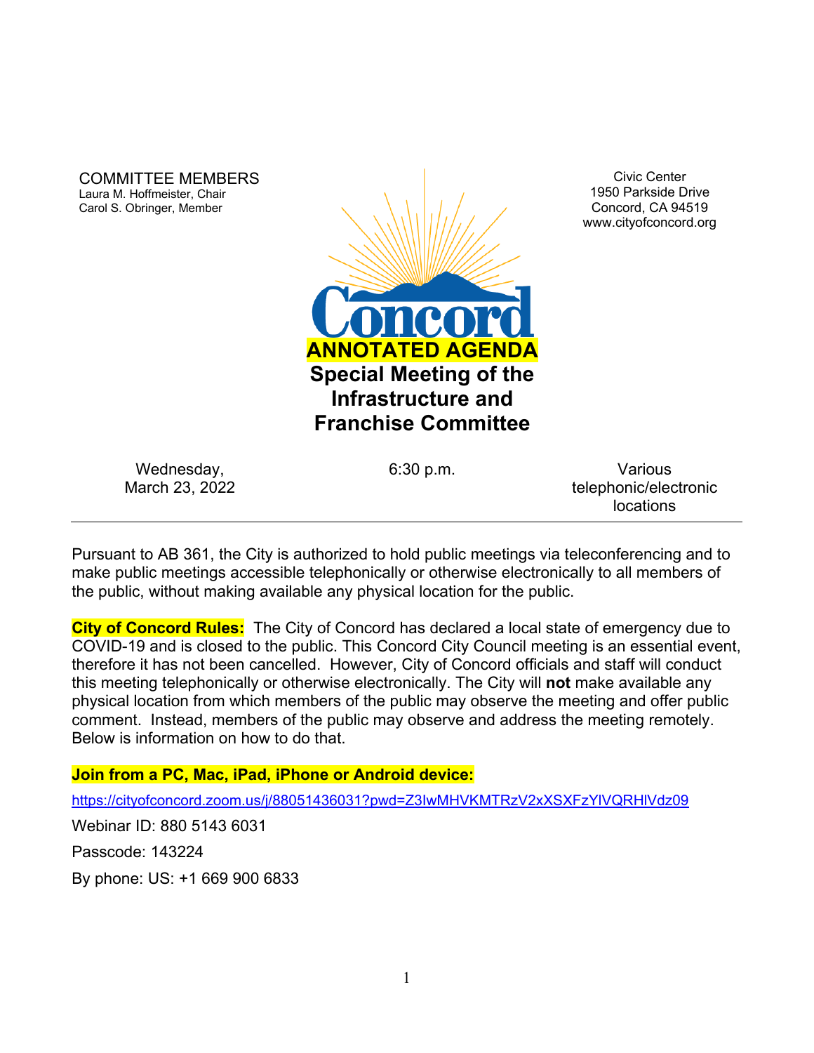COMMITTEE MEMBERS
Laura M. Hoffmeister, Chair
Carol S. Obringer, Member

Civic Center
1950 Parkside Drive
Concord, CA 94519
www.cityofconcord.org

# ANNOTATED AGENDA

## Special Meeting of the Infrastructure and Franchise Committee

Wednesday, March 23, 2022 | 6:30 p.m. | Various telephonic/electronic locations

---

Pursuant to AB 361, the City is authorized to hold public meetings via teleconferencing and to make public meetings accessible telephonically or otherwise electronically to all members of the public, without making available any physical location for the public.

**City of Concord Rules:** The City of Concord has declared a local state of emergency due to COVID-19 and is closed to the public. This Concord City Council meeting is an essential event, therefore it has not been cancelled. However, City of Concord officials and staff will conduct this meeting telephonically or otherwise electronically. The City will **not** make available any physical location from which members of the public may observe the meeting and offer public comment. Instead, members of the public may observe and address the meeting remotely. Below is information on how to do that.

**Join from a PC, Mac, iPad, iPhone or Android device:**

https://cityofconcord.zoom.us/j/88051436031?pwd=Z3lwMHVKMTRzV2xXSXFzYlVQRHlVdz09

Webinar ID: 880 5143 6031

Passcode: 143224

By phone: US: +1 669 900 6833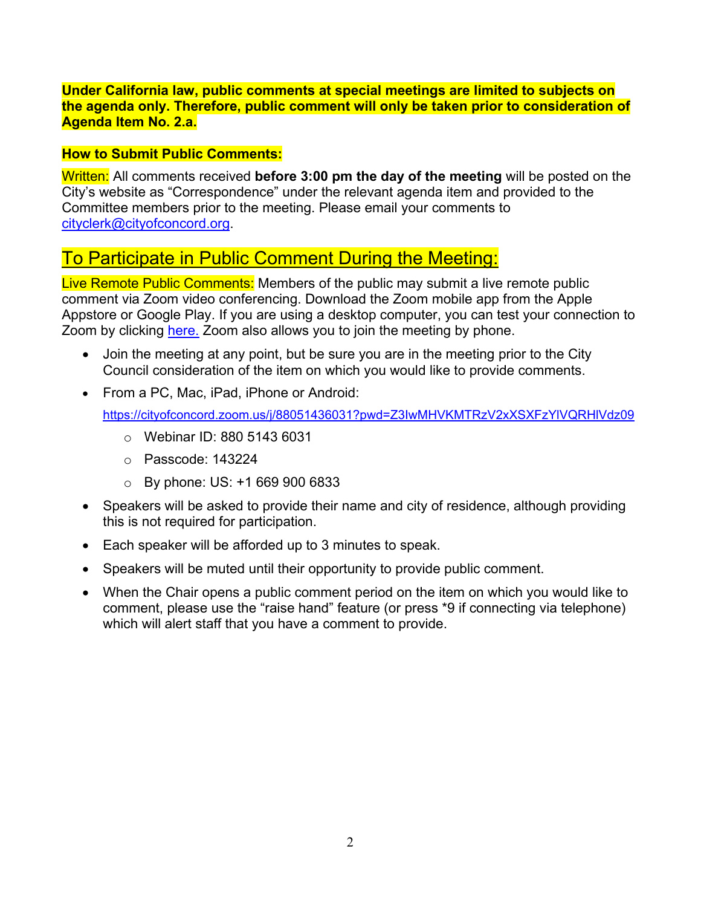**Under California law, public comments at special meetings are limited to subjects on the agenda only. Therefore, public comment will only be taken prior to consideration of Agenda Item No. 2.a.**

**How to Submit Public Comments:**

Written: All comments received **before 3:00 pm the day of the meeting** will be posted on the City's website as "Correspondence" under the relevant agenda item and provided to the Committee members prior to the meeting. Please email your comments to cityclerk@cityofconcord.org.

## To Participate in Public Comment During the Meeting:

Live Remote Public Comments: Members of the public may submit a live remote public comment via Zoom video conferencing. Download the Zoom mobile app from the Apple Appstore or Google Play. If you are using a desktop computer, you can test your connection to Zoom by clicking here. Zoom also allows you to join the meeting by phone.

- Join the meeting at any point, but be sure you are in the meeting prior to the City Council consideration of the item on which you would like to provide comments.
- From a PC, Mac, iPad, iPhone or Android:
  https://cityofconcord.zoom.us/j/88051436031?pwd=Z3IwMHVKMTRzV2xXSXFzYlVQRHlVdz09
  - Webinar ID: 880 5143 6031
  - Passcode: 143224
  - By phone: US: +1 669 900 6833
- Speakers will be asked to provide their name and city of residence, although providing this is not required for participation.
- Each speaker will be afforded up to 3 minutes to speak.
- Speakers will be muted until their opportunity to provide public comment.
- When the Chair opens a public comment period on the item on which you would like to comment, please use the "raise hand" feature (or press *9 if connecting via telephone) which will alert staff that you have a comment to provide.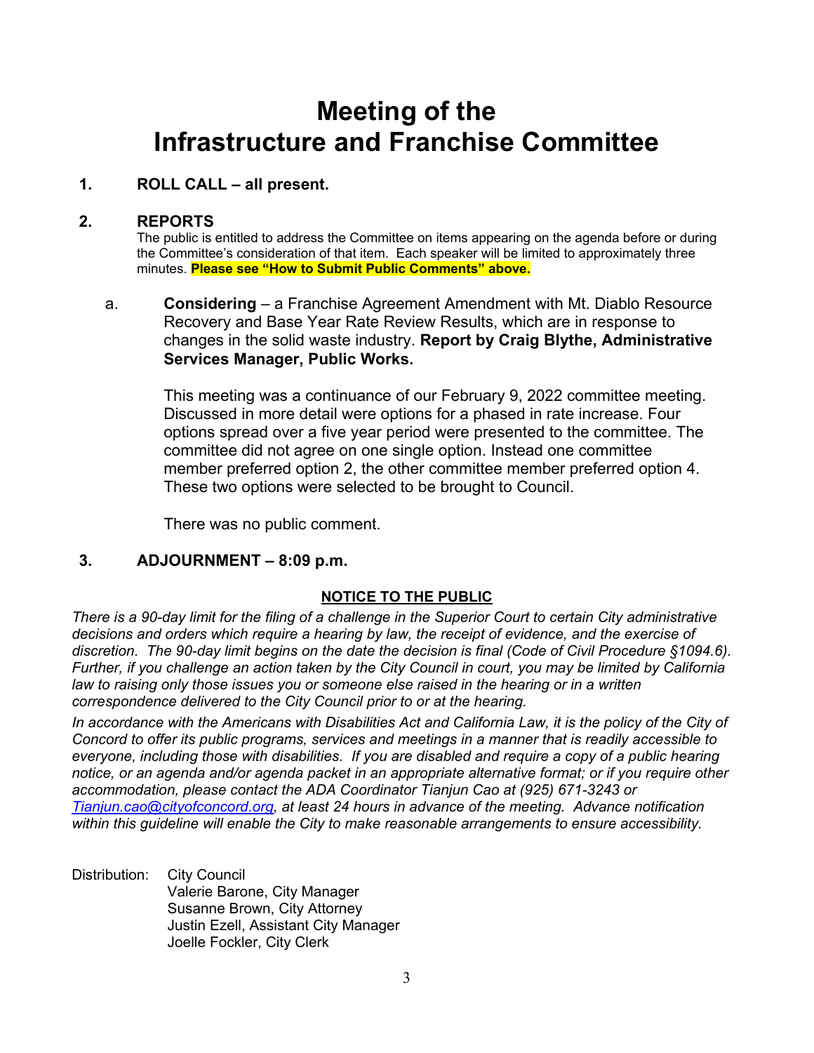# Meeting of the Infrastructure and Franchise Committee

**1. ROLL CALL – all present.**

**2. REPORTS**

The public is entitled to address the Committee on items appearing on the agenda before or during the Committee's consideration of that item. Each speaker will be limited to approximately three minutes. **Please see "How to Submit Public Comments" above.**

a. **Considering** – a Franchise Agreement Amendment with Mt. Diablo Resource Recovery and Base Year Rate Review Results, which are in response to changes in the solid waste industry. **Report by Craig Blythe, Administrative Services Manager, Public Works.**

This meeting was a continuance of our February 9, 2022 committee meeting. Discussed in more detail were options for a phased in rate increase. Four options spread over a five year period were presented to the committee. The committee did not agree on one single option. Instead one committee member preferred option 2, the other committee member preferred option 4. These two options were selected to be brought to Council.

There was no public comment.

**3. ADJOURNMENT – 8:09 p.m.**

**NOTICE TO THE PUBLIC**

*There is a 90-day limit for the filing of a challenge in the Superior Court to certain City administrative decisions and orders which require a hearing by law, the receipt of evidence, and the exercise of discretion. The 90-day limit begins on the date the decision is final (Code of Civil Procedure §1094.6). Further, if you challenge an action taken by the City Council in court, you may be limited by California law to raising only those issues you or someone else raised in the hearing or in a written correspondence delivered to the City Council prior to or at the hearing.*

*In accordance with the Americans with Disabilities Act and California Law, it is the policy of the City of Concord to offer its public programs, services and meetings in a manner that is readily accessible to everyone, including those with disabilities. If you are disabled and require a copy of a public hearing notice, or an agenda and/or agenda packet in an appropriate alternative format; or if you require other accommodation, please contact the ADA Coordinator Tianjun Cao at (925) 671-3243 or Tianjun.cao@cityofconcord.org, at least 24 hours in advance of the meeting. Advance notification within this guideline will enable the City to make reasonable arrangements to ensure accessibility.*

Distribution: City Council
Valerie Barone, City Manager
Susanne Brown, City Attorney
Justin Ezell, Assistant City Manager
Joelle Fockler, City Clerk